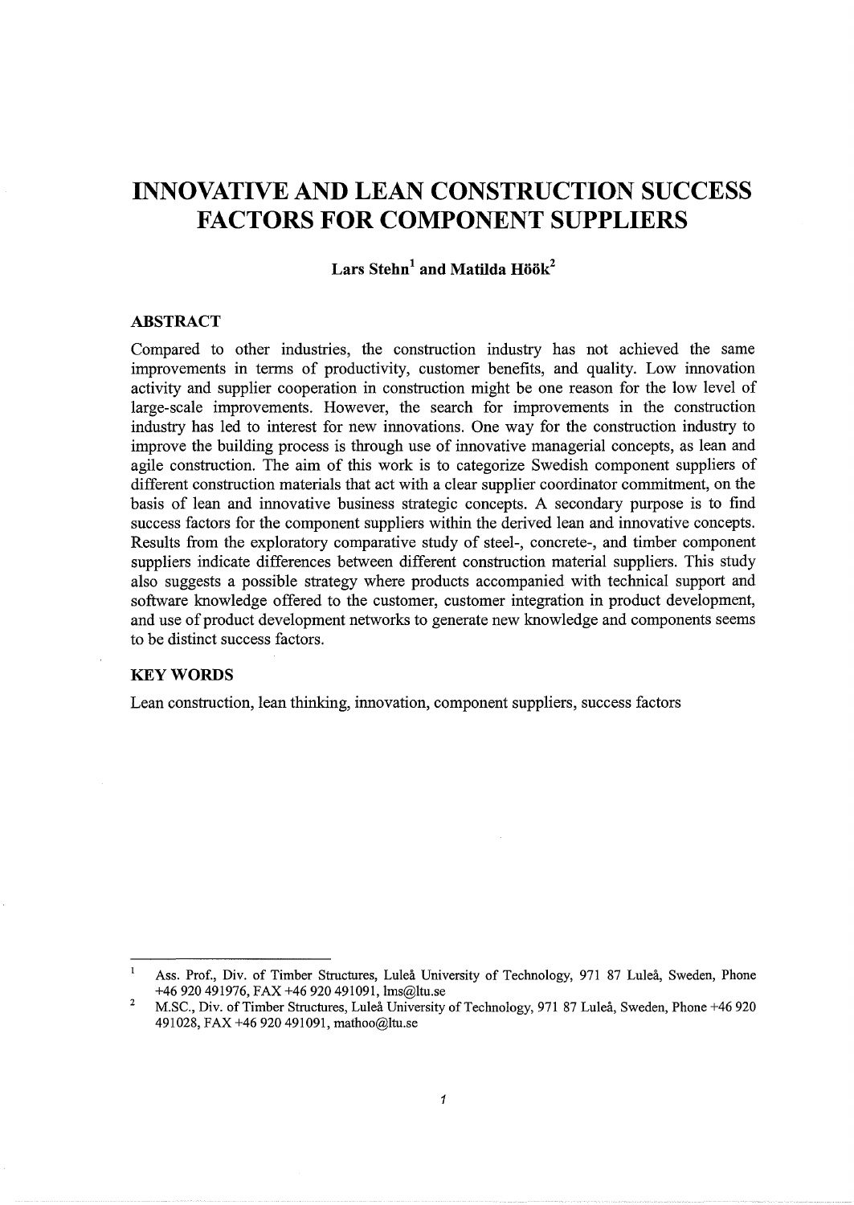# INNOVATIVE AND LEAN CONSTRUCTION SUCCESS FACTORS FOR COMPONENT SUPPLIERS

**Lars Stehn[1] and Matilda Höök[2]**

## ABSTRACT

Compared to other industries, the construction industry has not achieved the same improvements in terms of productivity, customer benefits, and quality. Low innovation activity and supplier cooperation in construction might be one reason for the low level of large-scale improvements. However, the search for improvements in the construction industry has led to interest for new innovations. One way for the construction industry to improve the building process is through use of innovative managerial concepts, as lean and agile construction. The aim of this work is to categorize Swedish component suppliers of different construction materials that act with a clear supplier coordinator commitment, on the basis of lean and innovative business strategic concepts. A secondary purpose is to find success factors for the component suppliers within the derived lean and innovative concepts. Results from the exploratory comparative study of steel-, concrete-, and timber component suppliers indicate differences between different construction material suppliers. This study also suggests a possible strategy where products accompanied with technical support and software knowledge offered to the customer, customer integration in product development, and use of product development networks to generate new knowledge and components seems to be distinct success factors.

## KEY WORDS

Lean construction, lean thinking, innovation, component suppliers, success factors

---

[1] Ass. Prof., Div. of Timber Structures, Luleå University of Technology, 971 87 Luleå, Sweden, Phone +46 920 491976, FAX +46 920 491091, lms@ltu.se

[2] M.SC., Div. of Timber Structures, Luleå University of Technology, 971 87 Luleå, Sweden, Phone +46 920 491028, FAX +46 920 491091, mathoo@ltu.se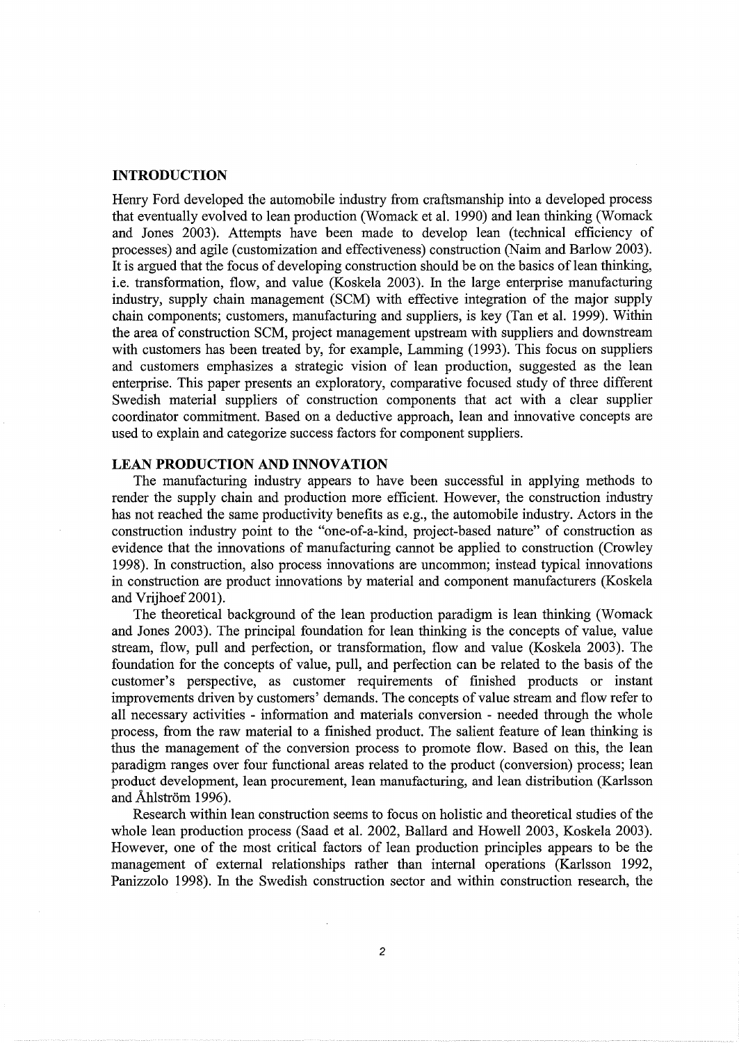## INTRODUCTION

Henry Ford developed the automobile industry from craftsmanship into a developed process that eventually evolved to lean production (Womack et al. 1990) and lean thinking (Womack and Jones 2003). Attempts have been made to develop lean (technical efficiency of processes) and agile (customization and effectiveness) construction (Naim and Barlow 2003). It is argued that the focus of developing construction should be on the basics of lean thinking, i.e. transformation, flow, and value (Koskela 2003). In the large enterprise manufacturing industry, supply chain management (SCM) with effective integration of the major supply chain components; customers, manufacturing and suppliers, is key (Tan et al. 1999). Within the area of construction SCM, project management upstream with suppliers and downstream with customers has been treated by, for example, Lamming (1993). This focus on suppliers and customers emphasizes a strategic vision of lean production, suggested as the lean enterprise. This paper presents an exploratory, comparative focused study of three different Swedish material suppliers of construction components that act with a clear supplier coordinator commitment. Based on a deductive approach, lean and innovative concepts are used to explain and categorize success factors for component suppliers.

## LEAN PRODUCTION AND INNOVATION

The manufacturing industry appears to have been successful in applying methods to render the supply chain and production more efficient. However, the construction industry has not reached the same productivity benefits as e.g., the automobile industry. Actors in the construction industry point to the "one-of-a-kind, project-based nature" of construction as evidence that the innovations of manufacturing cannot be applied to construction (Crowley 1998). In construction, also process innovations are uncommon; instead typical innovations in construction are product innovations by material and component manufacturers (Koskela and Vrijhoef 2001).

The theoretical background of the lean production paradigm is lean thinking (Womack and Jones 2003). The principal foundation for lean thinking is the concepts of value, value stream, flow, pull and perfection, or transformation, flow and value (Koskela 2003). The foundation for the concepts of value, pull, and perfection can be related to the basis of the customer's perspective, as customer requirements of finished products or instant improvements driven by customers' demands. The concepts of value stream and flow refer to all necessary activities - information and materials conversion - needed through the whole process, from the raw material to a finished product. The salient feature of lean thinking is thus the management of the conversion process to promote flow. Based on this, the lean paradigm ranges over four functional areas related to the product (conversion) process; lean product development, lean procurement, lean manufacturing, and lean distribution (Karlsson and Åhlström 1996).

Research within lean construction seems to focus on holistic and theoretical studies of the whole lean production process (Saad et al. 2002, Ballard and Howell 2003, Koskela 2003). However, one of the most critical factors of lean production principles appears to be the management of external relationships rather than internal operations (Karlsson 1992, Panizzolo 1998). In the Swedish construction sector and within construction research, the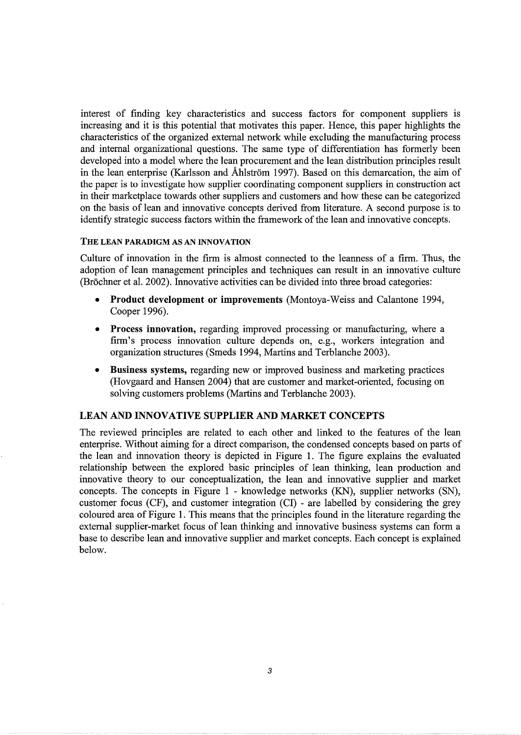interest of finding key characteristics and success factors for component suppliers is increasing and it is this potential that motivates this paper. Hence, this paper highlights the characteristics of the organized external network while excluding the manufacturing process and internal organizational questions. The same type of differentiation has formerly been developed into a model where the lean procurement and the lean distribution principles result in the lean enterprise (Karlsson and Åhlström 1997). Based on this demarcation, the aim of the paper is to investigate how supplier coordinating component suppliers in construction act in their marketplace towards other suppliers and customers and how these can be categorized on the basis of lean and innovative concepts derived from literature. A second purpose is to identify strategic success factors within the framework of the lean and innovative concepts.

### THE LEAN PARADIGM AS AN INNOVATION

Culture of innovation in the firm is almost connected to the leanness of a firm. Thus, the adoption of lean management principles and techniques can result in an innovative culture (Bröchner et al. 2002). Innovative activities can be divided into three broad categories:

- **Product development or improvements** (Montoya-Weiss and Calantone 1994, Cooper 1996).
- **Process innovation,** regarding improved processing or manufacturing, where a firm's process innovation culture depends on, e.g., workers integration and organization structures (Smeds 1994, Martins and Terblanche 2003).
- **Business systems,** regarding new or improved business and marketing practices (Hovgaard and Hansen 2004) that are customer and market-oriented, focusing on solving customers problems (Martins and Terblanche 2003).

## LEAN AND INNOVATIVE SUPPLIER AND MARKET CONCEPTS

The reviewed principles are related to each other and linked to the features of the lean enterprise. Without aiming for a direct comparison, the condensed concepts based on parts of the lean and innovation theory is depicted in Figure 1. The figure explains the evaluated relationship between the explored basic principles of lean thinking, lean production and innovative theory to our conceptualization, the lean and innovative supplier and market concepts. The concepts in Figure 1 - knowledge networks (KN), supplier networks (SN), customer focus (CF), and customer integration (CI) - are labelled by considering the grey coloured area of Figure 1. This means that the principles found in the literature regarding the external supplier-market focus of lean thinking and innovative business systems can form a base to describe lean and innovative supplier and market concepts. Each concept is explained below.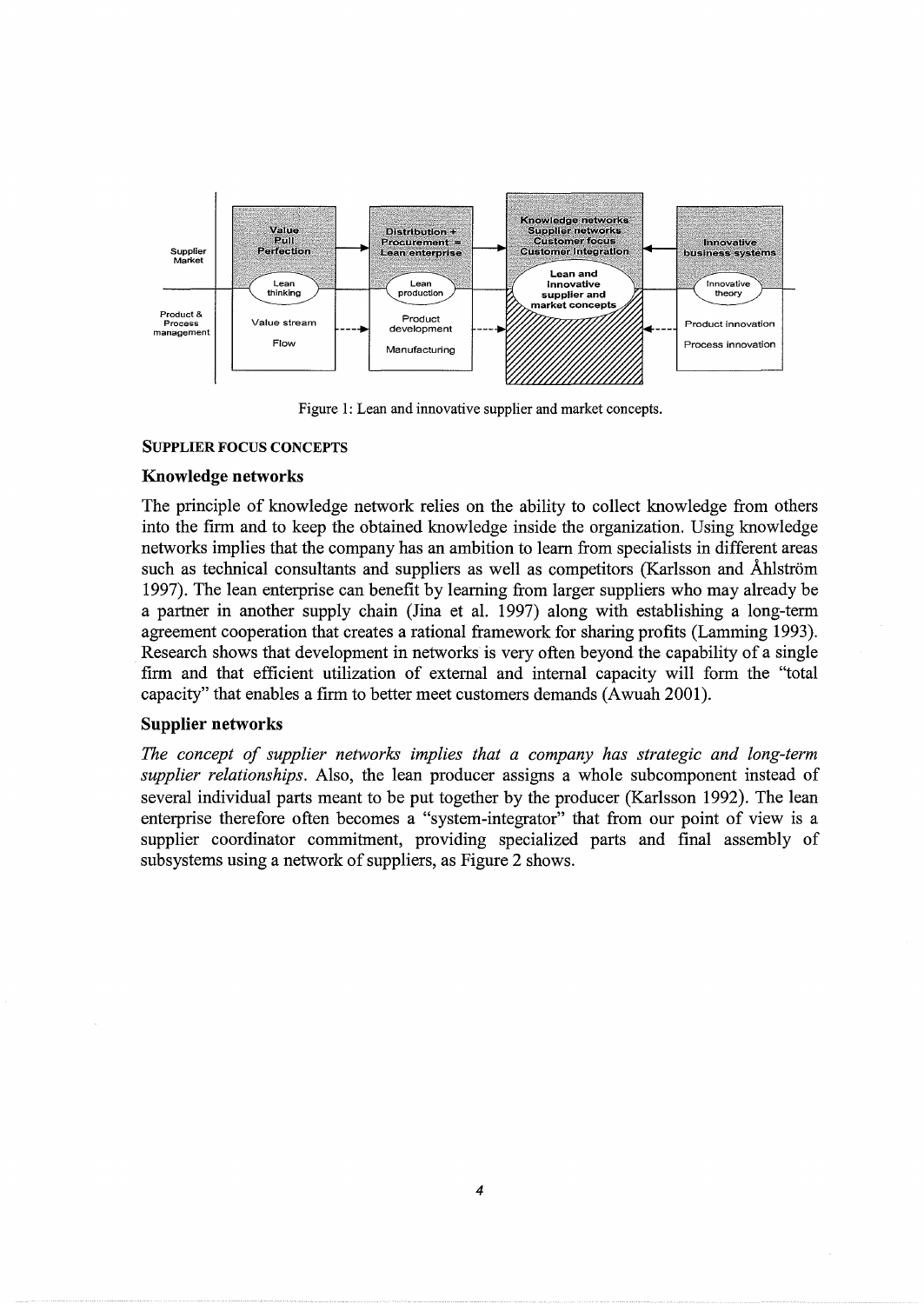Figure 1: Lean and innovative supplier and market concepts.

## SUPPLIER FOCUS CONCEPTS

### Knowledge networks

The principle of knowledge network relies on the ability to collect knowledge from others into the firm and to keep the obtained knowledge inside the organization. Using knowledge networks implies that the company has an ambition to learn from specialists in different areas such as technical consultants and suppliers as well as competitors (Karlsson and Åhlström 1997). The lean enterprise can benefit by learning from larger suppliers who may already be a partner in another supply chain (Jina et al. 1997) along with establishing a long-term agreement cooperation that creates a rational framework for sharing profits (Lamming 1993). Research shows that development in networks is very often beyond the capability of a single firm and that efficient utilization of external and internal capacity will form the "total capacity" that enables a firm to better meet customers demands (Awuah 2001).

### Supplier networks

*The concept of supplier networks implies that a company has strategic and long-term supplier relationships.* Also, the lean producer assigns a whole subcomponent instead of several individual parts meant to be put together by the producer (Karlsson 1992). The lean enterprise therefore often becomes a "system-integrator" that from our point of view is a supplier coordinator commitment, providing specialized parts and final assembly of subsystems using a network of suppliers, as Figure 2 shows.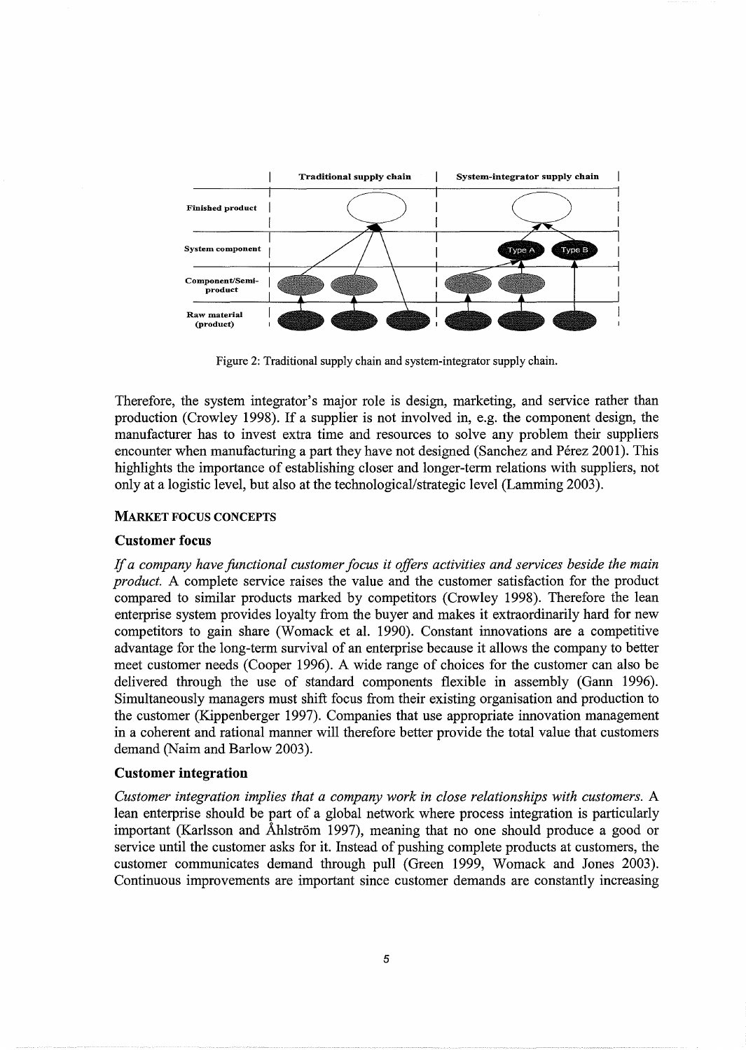Figure 2: Traditional supply chain and system-integrator supply chain.

Therefore, the system integrator's major role is design, marketing, and service rather than production (Crowley 1998). If a supplier is not involved in, e.g. the component design, the manufacturer has to invest extra time and resources to solve any problem their suppliers encounter when manufacturing a part they have not designed (Sanchez and Pérez 2001). This highlights the importance of establishing closer and longer-term relations with suppliers, not only at a logistic level, but also at the technological/strategic level (Lamming 2003).

## MARKET FOCUS CONCEPTS

### Customer focus

*If a company have functional customer focus it offers activities and services beside the main product.* A complete service raises the value and the customer satisfaction for the product compared to similar products marked by competitors (Crowley 1998). Therefore the lean enterprise system provides loyalty from the buyer and makes it extraordinarily hard for new competitors to gain share (Womack et al. 1990). Constant innovations are a competitive advantage for the long-term survival of an enterprise because it allows the company to better meet customer needs (Cooper 1996). A wide range of choices for the customer can also be delivered through the use of standard components flexible in assembly (Gann 1996). Simultaneously managers must shift focus from their existing organisation and production to the customer (Kippenberger 1997). Companies that use appropriate innovation management in a coherent and rational manner will therefore better provide the total value that customers demand (Naim and Barlow 2003).

### Customer integration

*Customer integration implies that a company work in close relationships with customers.* A lean enterprise should be part of a global network where process integration is particularly important (Karlsson and Åhlström 1997), meaning that no one should produce a good or service until the customer asks for it. Instead of pushing complete products at customers, the customer communicates demand through pull (Green 1999, Womack and Jones 2003). Continuous improvements are important since customer demands are constantly increasing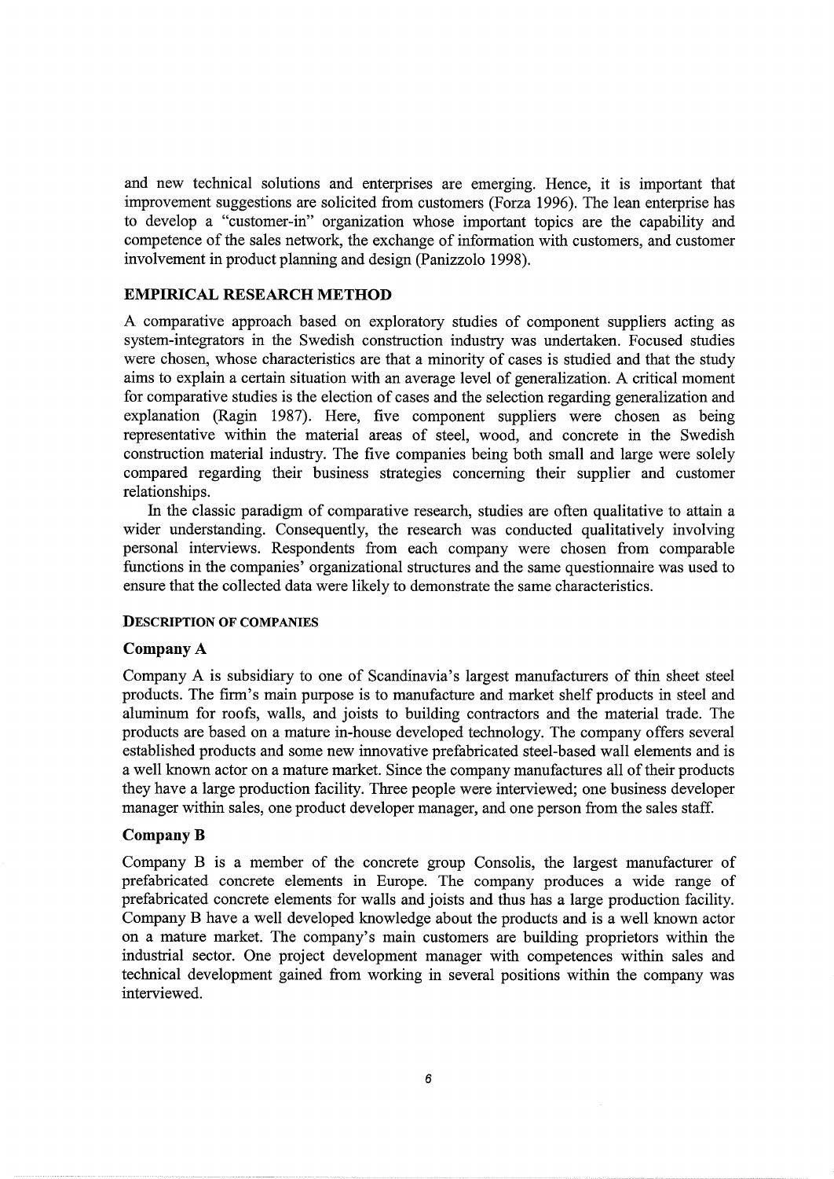and new technical solutions and enterprises are emerging. Hence, it is important that improvement suggestions are solicited from customers (Forza 1996). The lean enterprise has to develop a "customer-in" organization whose important topics are the capability and competence of the sales network, the exchange of information with customers, and customer involvement in product planning and design (Panizzolo 1998).

## EMPIRICAL RESEARCH METHOD

A comparative approach based on exploratory studies of component suppliers acting as system-integrators in the Swedish construction industry was undertaken. Focused studies were chosen, whose characteristics are that a minority of cases is studied and that the study aims to explain a certain situation with an average level of generalization. A critical moment for comparative studies is the election of cases and the selection regarding generalization and explanation (Ragin 1987). Here, five component suppliers were chosen as being representative within the material areas of steel, wood, and concrete in the Swedish construction material industry. The five companies being both small and large were solely compared regarding their business strategies concerning their supplier and customer relationships.

In the classic paradigm of comparative research, studies are often qualitative to attain a wider understanding. Consequently, the research was conducted qualitatively involving personal interviews. Respondents from each company were chosen from comparable functions in the companies' organizational structures and the same questionnaire was used to ensure that the collected data were likely to demonstrate the same characteristics.

### DESCRIPTION OF COMPANIES

#### Company A

Company A is subsidiary to one of Scandinavia's largest manufacturers of thin sheet steel products. The firm's main purpose is to manufacture and market shelf products in steel and aluminum for roofs, walls, and joists to building contractors and the material trade. The products are based on a mature in-house developed technology. The company offers several established products and some new innovative prefabricated steel-based wall elements and is a well known actor on a mature market. Since the company manufactures all of their products they have a large production facility. Three people were interviewed; one business developer manager within sales, one product developer manager, and one person from the sales staff.

#### Company B

Company B is a member of the concrete group Consolis, the largest manufacturer of prefabricated concrete elements in Europe. The company produces a wide range of prefabricated concrete elements for walls and joists and thus has a large production facility. Company B have a well developed knowledge about the products and is a well known actor on a mature market. The company's main customers are building proprietors within the industrial sector. One project development manager with competences within sales and technical development gained from working in several positions within the company was interviewed.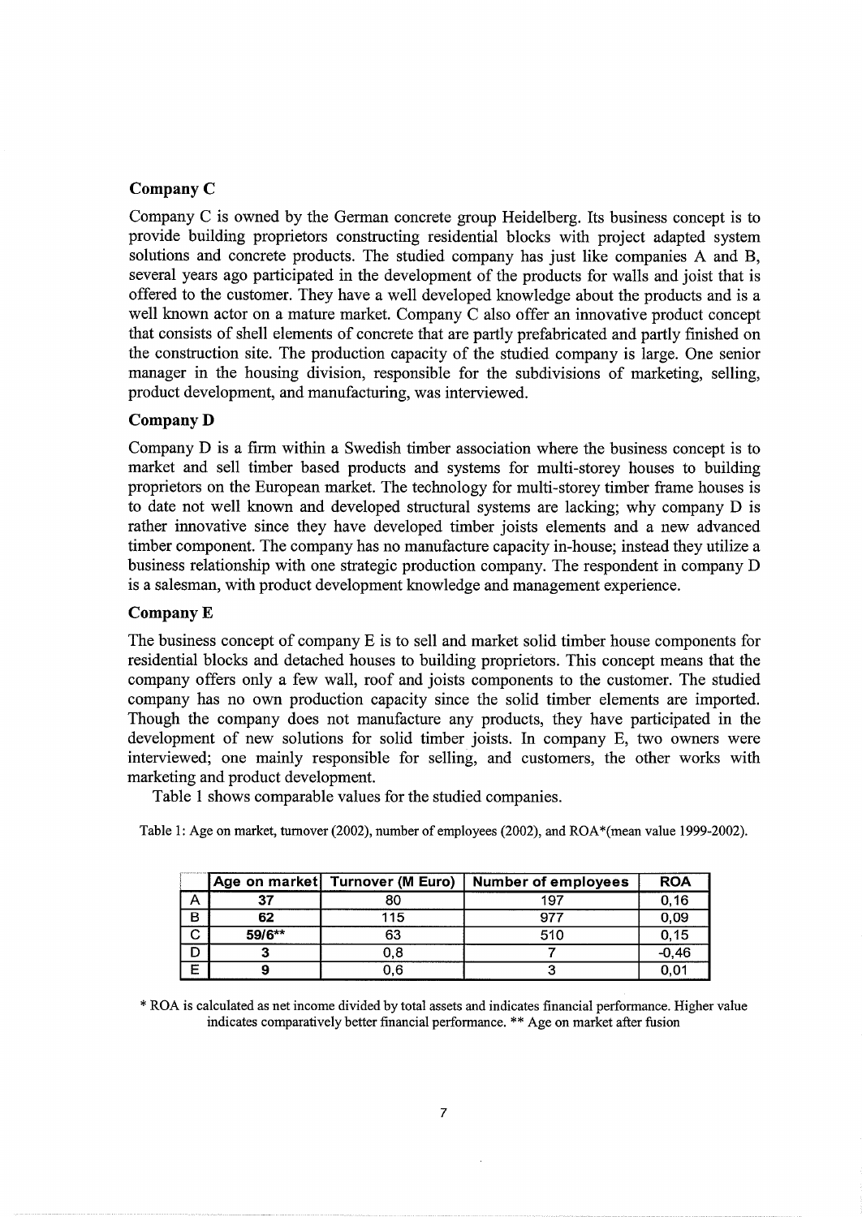### Company C

Company C is owned by the German concrete group Heidelberg. Its business concept is to provide building proprietors constructing residential blocks with project adapted system solutions and concrete products. The studied company has just like companies A and B, several years ago participated in the development of the products for walls and joist that is offered to the customer. They have a well developed knowledge about the products and is a well known actor on a mature market. Company C also offer an innovative product concept that consists of shell elements of concrete that are partly prefabricated and partly finished on the construction site. The production capacity of the studied company is large. One senior manager in the housing division, responsible for the subdivisions of marketing, selling, product development, and manufacturing, was interviewed.

### Company D

Company D is a firm within a Swedish timber association where the business concept is to market and sell timber based products and systems for multi-storey houses to building proprietors on the European market. The technology for multi-storey timber frame houses is to date not well known and developed structural systems are lacking; why company D is rather innovative since they have developed timber joists elements and a new advanced timber component. The company has no manufacture capacity in-house; instead they utilize a business relationship with one strategic production company. The respondent in company D is a salesman, with product development knowledge and management experience.

### Company E

The business concept of company E is to sell and market solid timber house components for residential blocks and detached houses to building proprietors. This concept means that the company offers only a few wall, roof and joists components to the customer. The studied company has no own production capacity since the solid timber elements are imported. Though the company does not manufacture any products, they have participated in the development of new solutions for solid timber joists. In company E, two owners were interviewed; one mainly responsible for selling, and customers, the other works with marketing and product development.

Table 1 shows comparable values for the studied companies.

Table 1: Age on market, turnover (2002), number of employees (2002), and ROA*(mean value 1999-2002).

| | Age on market | Turnover (M Euro) | Number of employees | ROA |
|---|---|---|---|---|
| A | **37** | 80 | 197 | 0,16 |
| B | **62** | 115 | 977 | 0,09 |
| C | **59/6**** | 63 | 510 | 0,15 |
| D | **3** | 0,8 | 7 | -0,46 |
| E | **9** | 0,6 | 3 | 0,01 |

\* ROA is calculated as net income divided by total assets and indicates financial performance. Higher value indicates comparatively better financial performance. ** Age on market after fusion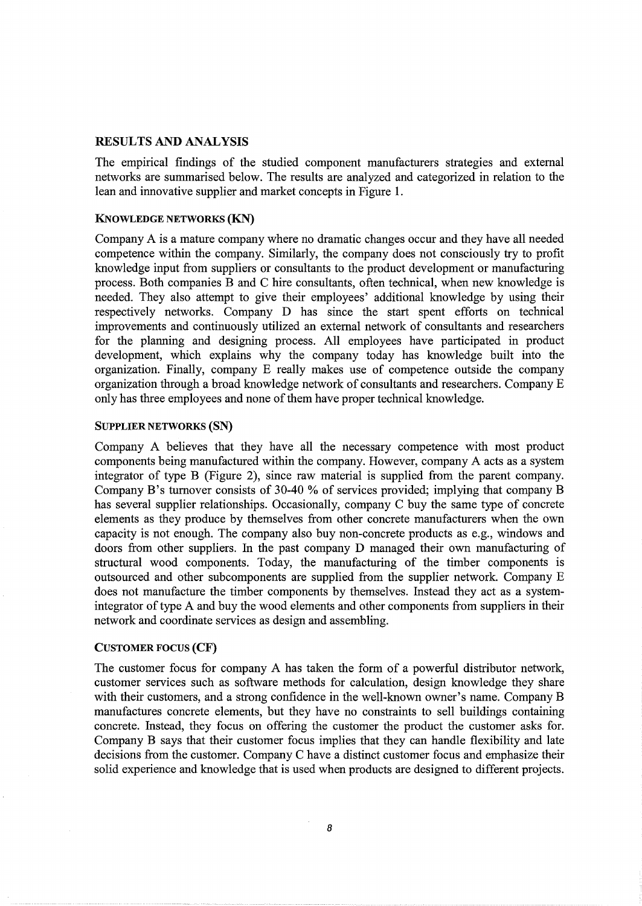## RESULTS AND ANALYSIS

The empirical findings of the studied component manufacturers strategies and external networks are summarised below. The results are analyzed and categorized in relation to the lean and innovative supplier and market concepts in Figure 1.

### KNOWLEDGE NETWORKS (KN)

Company A is a mature company where no dramatic changes occur and they have all needed competence within the company. Similarly, the company does not consciously try to profit knowledge input from suppliers or consultants to the product development or manufacturing process. Both companies B and C hire consultants, often technical, when new knowledge is needed. They also attempt to give their employees' additional knowledge by using their respectively networks. Company D has since the start spent efforts on technical improvements and continuously utilized an external network of consultants and researchers for the planning and designing process. All employees have participated in product development, which explains why the company today has knowledge built into the organization. Finally, company E really makes use of competence outside the company organization through a broad knowledge network of consultants and researchers. Company E only has three employees and none of them have proper technical knowledge.

### SUPPLIER NETWORKS (SN)

Company A believes that they have all the necessary competence with most product components being manufactured within the company. However, company A acts as a system integrator of type B (Figure 2), since raw material is supplied from the parent company. Company B's turnover consists of 30-40 % of services provided; implying that company B has several supplier relationships. Occasionally, company C buy the same type of concrete elements as they produce by themselves from other concrete manufacturers when the own capacity is not enough. The company also buy non-concrete products as e.g., windows and doors from other suppliers. In the past company D managed their own manufacturing of structural wood components. Today, the manufacturing of the timber components is outsourced and other subcomponents are supplied from the supplier network. Company E does not manufacture the timber components by themselves. Instead they act as a system-integrator of type A and buy the wood elements and other components from suppliers in their network and coordinate services as design and assembling.

### CUSTOMER FOCUS (CF)

The customer focus for company A has taken the form of a powerful distributor network, customer services such as software methods for calculation, design knowledge they share with their customers, and a strong confidence in the well-known owner's name. Company B manufactures concrete elements, but they have no constraints to sell buildings containing concrete. Instead, they focus on offering the customer the product the customer asks for. Company B says that their customer focus implies that they can handle flexibility and late decisions from the customer. Company C have a distinct customer focus and emphasize their solid experience and knowledge that is used when products are designed to different projects.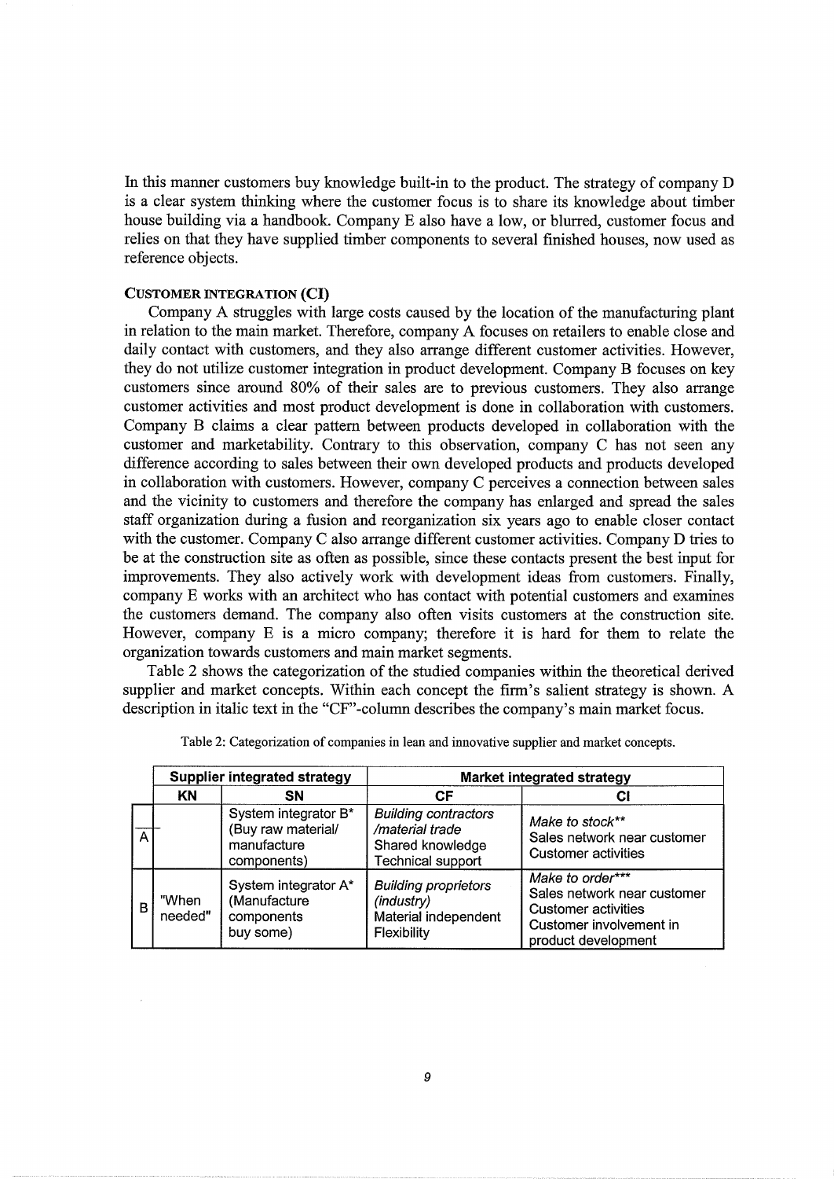In this manner customers buy knowledge built-in to the product. The strategy of company D is a clear system thinking where the customer focus is to share its knowledge about timber house building via a handbook. Company E also have a low, or blurred, customer focus and relies on that they have supplied timber components to several finished houses, now used as reference objects.

### CUSTOMER INTEGRATION (CI)

Company A struggles with large costs caused by the location of the manufacturing plant in relation to the main market. Therefore, company A focuses on retailers to enable close and daily contact with customers, and they also arrange different customer activities. However, they do not utilize customer integration in product development. Company B focuses on key customers since around 80% of their sales are to previous customers. They also arrange customer activities and most product development is done in collaboration with customers. Company B claims a clear pattern between products developed in collaboration with the customer and marketability. Contrary to this observation, company C has not seen any difference according to sales between their own developed products and products developed in collaboration with customers. However, company C perceives a connection between sales and the vicinity to customers and therefore the company has enlarged and spread the sales staff organization during a fusion and reorganization six years ago to enable closer contact with the customer. Company C also arrange different customer activities. Company D tries to be at the construction site as often as possible, since these contacts present the best input for improvements. They also actively work with development ideas from customers. Finally, company E works with an architect who has contact with potential customers and examines the customers demand. The company also often visits customers at the construction site. However, company E is a micro company; therefore it is hard for them to relate the organization towards customers and main market segments.

Table 2 shows the categorization of the studied companies within the theoretical derived supplier and market concepts. Within each concept the firm's salient strategy is shown. A description in italic text in the "CF"-column describes the company's main market focus.

Table 2: Categorization of companies in lean and innovative supplier and market concepts.

| | **Supplier integrated strategy** | | **Market integrated strategy** | |
|---|---|---|---|---|
| | **KN** | **SN** | **CF** | **CI** |
| A | - | System integrator B* (Buy raw material/ manufacture components) | *Building contractors /material trade* Shared knowledge Technical support | *Make to stock*** Sales network near customer Customer activities |
| B | "When needed" | System integrator A* (Manufacture components buy some) | *Building proprietors (industry)* Material independent Flexibility | *Make to order**** Sales network near customer Customer activities Customer involvement in product development |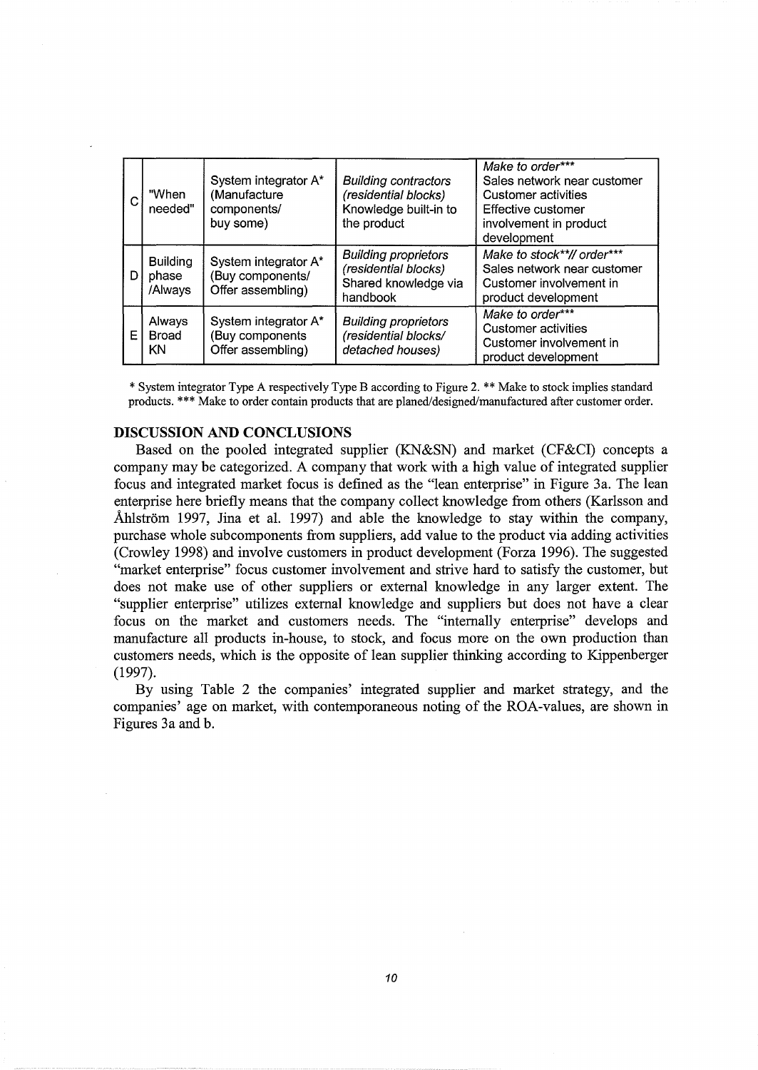| C | "When needed" | System integrator A* (Manufacture components/ buy some) | *Building contractors (residential blocks)* Knowledge built-in to the product | *Make to order**** Sales network near customer Customer activities Effective customer involvement in product development |
|---|---|---|---|---|
| D | Building phase /Always | System integrator A* (Buy components/ Offer assembling) | *Building proprietors (residential blocks)* Shared knowledge via handbook | *Make to stock**// order**** Sales network near customer Customer involvement in product development |
| E | Always Broad KN | System integrator A* (Buy components Offer assembling) | *Building proprietors (residential blocks/ detached houses)* | *Make to order**** Customer activities Customer involvement in product development |

* System integrator Type A respectively Type B according to Figure 2. ** Make to stock implies standard products. *** Make to order contain products that are planed/designed/manufactured after customer order.

## DISCUSSION AND CONCLUSIONS

Based on the pooled integrated supplier (KN&SN) and market (CF&CI) concepts a company may be categorized. A company that work with a high value of integrated supplier focus and integrated market focus is defined as the "lean enterprise" in Figure 3a. The lean enterprise here briefly means that the company collect knowledge from others (Karlsson and Åhlström 1997, Jina et al. 1997) and able the knowledge to stay within the company, purchase whole subcomponents from suppliers, add value to the product via adding activities (Crowley 1998) and involve customers in product development (Forza 1996). The suggested "market enterprise" focus customer involvement and strive hard to satisfy the customer, but does not make use of other suppliers or external knowledge in any larger extent. The "supplier enterprise" utilizes external knowledge and suppliers but does not have a clear focus on the market and customers needs. The "internally enterprise" develops and manufacture all products in-house, to stock, and focus more on the own production than customers needs, which is the opposite of lean supplier thinking according to Kippenberger (1997).

By using Table 2 the companies' integrated supplier and market strategy, and the companies' age on market, with contemporaneous noting of the ROA-values, are shown in Figures 3a and b.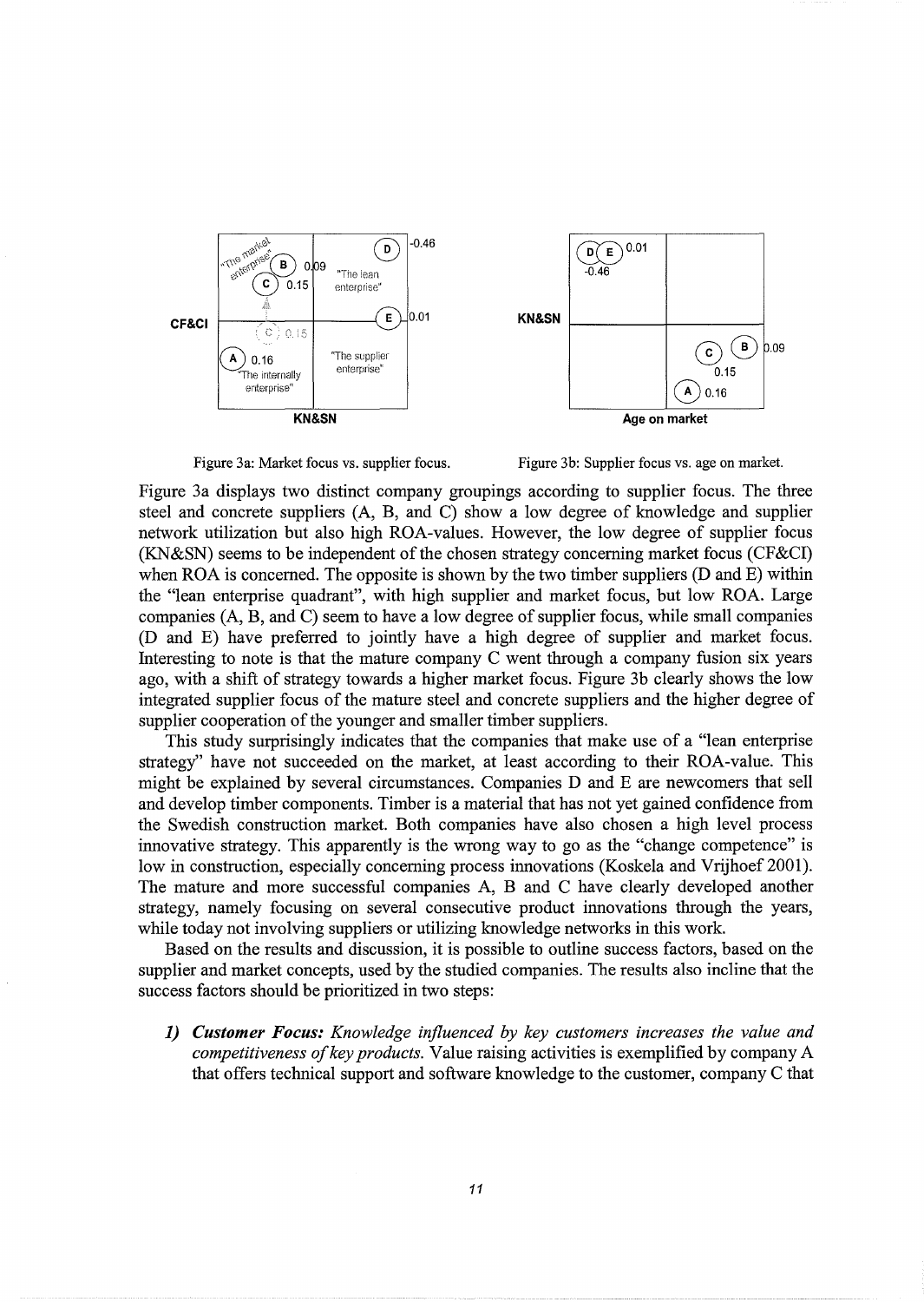Figure 3a: Market focus vs. supplier focus.

Figure 3b: Supplier focus vs. age on market.

Figure 3a displays two distinct company groupings according to supplier focus. The three steel and concrete suppliers (A, B, and C) show a low degree of knowledge and supplier network utilization but also high ROA-values. However, the low degree of supplier focus (KN&SN) seems to be independent of the chosen strategy concerning market focus (CF&CI) when ROA is concerned. The opposite is shown by the two timber suppliers (D and E) within the "lean enterprise quadrant", with high supplier and market focus, but low ROA. Large companies (A, B, and C) seem to have a low degree of supplier focus, while small companies (D and E) have preferred to jointly have a high degree of supplier and market focus. Interesting to note is that the mature company C went through a company fusion six years ago, with a shift of strategy towards a higher market focus. Figure 3b clearly shows the low integrated supplier focus of the mature steel and concrete suppliers and the higher degree of supplier cooperation of the younger and smaller timber suppliers.

This study surprisingly indicates that the companies that make use of a "lean enterprise strategy" have not succeeded on the market, at least according to their ROA-value. This might be explained by several circumstances. Companies D and E are newcomers that sell and develop timber components. Timber is a material that has not yet gained confidence from the Swedish construction market. Both companies have also chosen a high level process innovative strategy. This apparently is the wrong way to go as the "change competence" is low in construction, especially concerning process innovations (Koskela and Vrijhoef 2001). The mature and more successful companies A, B and C have clearly developed another strategy, namely focusing on several consecutive product innovations through the years, while today not involving suppliers or utilizing knowledge networks in this work.

Based on the results and discussion, it is possible to outline success factors, based on the supplier and market concepts, used by the studied companies. The results also incline that the success factors should be prioritized in two steps:

1) ***Customer Focus:*** *Knowledge influenced by key customers increases the value and competitiveness of key products.* Value raising activities is exemplified by company A that offers technical support and software knowledge to the customer, company C that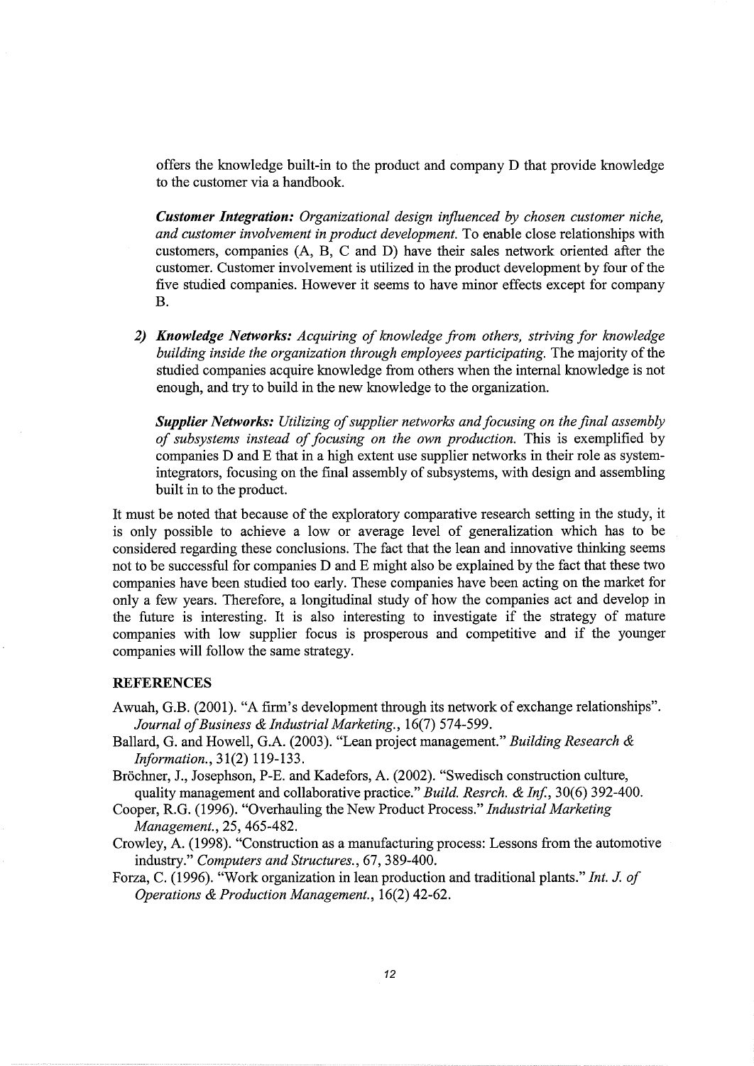offers the knowledge built-in to the product and company D that provide knowledge to the customer via a handbook.

***Customer Integration:*** *Organizational design influenced by chosen customer niche, and customer involvement in product development.* To enable close relationships with customers, companies (A, B, C and D) have their sales network oriented after the customer. Customer involvement is utilized in the product development by four of the five studied companies. However it seems to have minor effects except for company B.

2) ***Knowledge Networks:*** *Acquiring of knowledge from others, striving for knowledge building inside the organization through employees participating.* The majority of the studied companies acquire knowledge from others when the internal knowledge is not enough, and try to build in the new knowledge to the organization.

   ***Supplier Networks:*** *Utilizing of supplier networks and focusing on the final assembly of subsystems instead of focusing on the own production.* This is exemplified by companies D and E that in a high extent use supplier networks in their role as system-integrators, focusing on the final assembly of subsystems, with design and assembling built in to the product.

It must be noted that because of the exploratory comparative research setting in the study, it is only possible to achieve a low or average level of generalization which has to be considered regarding these conclusions. The fact that the lean and innovative thinking seems not to be successful for companies D and E might also be explained by the fact that these two companies have been studied too early. These companies have been acting on the market for only a few years. Therefore, a longitudinal study of how the companies act and develop in the future is interesting. It is also interesting to investigate if the strategy of mature companies with low supplier focus is prosperous and competitive and if the younger companies will follow the same strategy.

## REFERENCES

Awuah, G.B. (2001). "A firm's development through its network of exchange relationships". *Journal of Business & Industrial Marketing.*, 16(7) 574-599.

Ballard, G. and Howell, G.A. (2003). "Lean project management." *Building Research & Information.*, 31(2) 119-133.

Bröchner, J., Josephson, P-E. and Kadefors, A. (2002). "Swedisch construction culture, quality management and collaborative practice." *Build. Resrch. & Inf.*, 30(6) 392-400.

Cooper, R.G. (1996). "Overhauling the New Product Process." *Industrial Marketing Management.*, 25, 465-482.

Crowley, A. (1998). "Construction as a manufacturing process: Lessons from the automotive industry." *Computers and Structures.*, 67, 389-400.

Forza, C. (1996). "Work organization in lean production and traditional plants." *Int. J. of Operations & Production Management.*, 16(2) 42-62.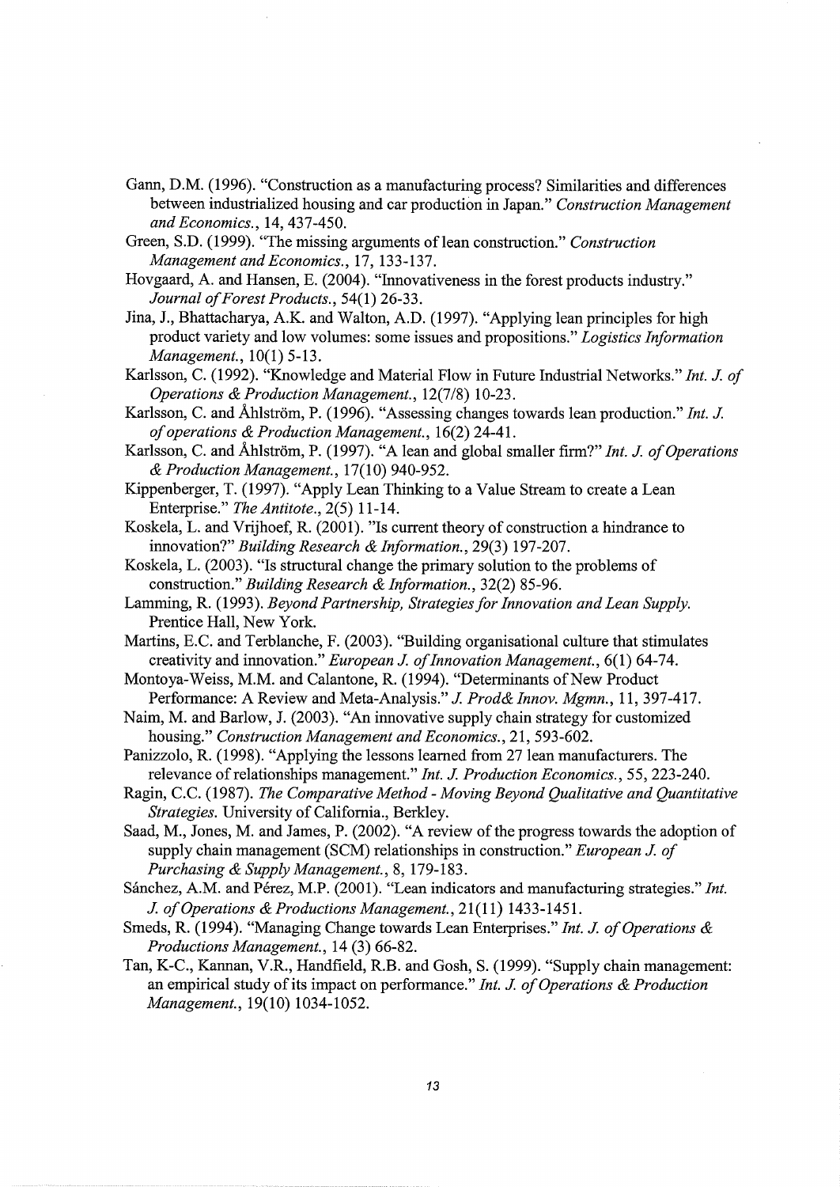Gann, D.M. (1996). "Construction as a manufacturing process? Similarities and differences between industrialized housing and car production in Japan." *Construction Management and Economics.*, 14, 437-450.

Green, S.D. (1999). "The missing arguments of lean construction." *Construction Management and Economics.*, 17, 133-137.

Hovgaard, A. and Hansen, E. (2004). "Innovativeness in the forest products industry." *Journal of Forest Products.*, 54(1) 26-33.

Jina, J., Bhattacharya, A.K. and Walton, A.D. (1997). "Applying lean principles for high product variety and low volumes: some issues and propositions." *Logistics Information Management.*, 10(1) 5-13.

Karlsson, C. (1992). "Knowledge and Material Flow in Future Industrial Networks." *Int. J. of Operations & Production Management.*, 12(7/8) 10-23.

Karlsson, C. and Åhlström, P. (1996). "Assessing changes towards lean production." *Int. J. of operations & Production Management.*, 16(2) 24-41.

Karlsson, C. and Åhlström, P. (1997). "A lean and global smaller firm?" *Int. J. of Operations & Production Management.*, 17(10) 940-952.

Kippenberger, T. (1997). "Apply Lean Thinking to a Value Stream to create a Lean Enterprise." *The Antitote.*, 2(5) 11-14.

Koskela, L. and Vrijhoef, R. (2001). "Is current theory of construction a hindrance to innovation?" *Building Research & Information.*, 29(3) 197-207.

Koskela, L. (2003). "Is structural change the primary solution to the problems of construction." *Building Research & Information.*, 32(2) 85-96.

Lamming, R. (1993). *Beyond Partnership, Strategies for Innovation and Lean Supply.* Prentice Hall, New York.

Martins, E.C. and Terblanche, F. (2003). "Building organisational culture that stimulates creativity and innovation." *European J. of Innovation Management.*, 6(1) 64-74.

Montoya-Weiss, M.M. and Calantone, R. (1994). "Determinants of New Product Performance: A Review and Meta-Analysis." *J. Prod& Innov. Mgmn.*, 11, 397-417.

Naim, M. and Barlow, J. (2003). "An innovative supply chain strategy for customized housing." *Construction Management and Economics.*, 21, 593-602.

Panizzolo, R. (1998). "Applying the lessons learned from 27 lean manufacturers. The relevance of relationships management." *Int. J. Production Economics.*, 55, 223-240.

Ragin, C.C. (1987). *The Comparative Method - Moving Beyond Qualitative and Quantitative Strategies.* University of California., Berkley.

Saad, M., Jones, M. and James, P. (2002). "A review of the progress towards the adoption of supply chain management (SCM) relationships in construction." *European J. of Purchasing & Supply Management.*, 8, 179-183.

Sánchez, A.M. and Pérez, M.P. (2001). "Lean indicators and manufacturing strategies." *Int. J. of Operations & Productions Management.*, 21(11) 1433-1451.

Smeds, R. (1994). "Managing Change towards Lean Enterprises." *Int. J. of Operations & Productions Management.*, 14 (3) 66-82.

Tan, K-C., Kannan, V.R., Handfield, R.B. and Gosh, S. (1999). "Supply chain management: an empirical study of its impact on performance." *Int. J. of Operations & Production Management.*, 19(10) 1034-1052.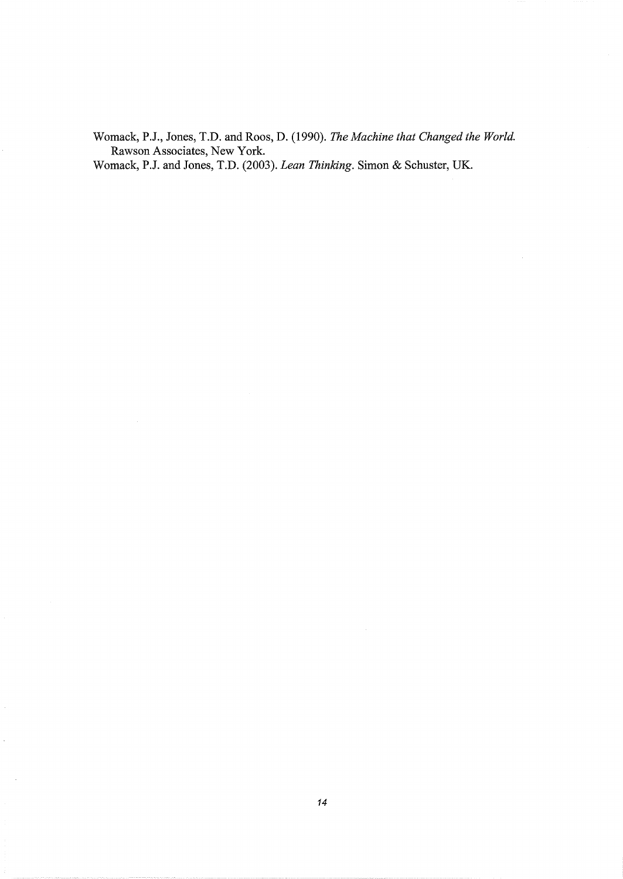Womack, P.J., Jones, T.D. and Roos, D. (1990). *The Machine that Changed the World.* Rawson Associates, New York.

Womack, P.J. and Jones, T.D. (2003). *Lean Thinking*. Simon & Schuster, UK.